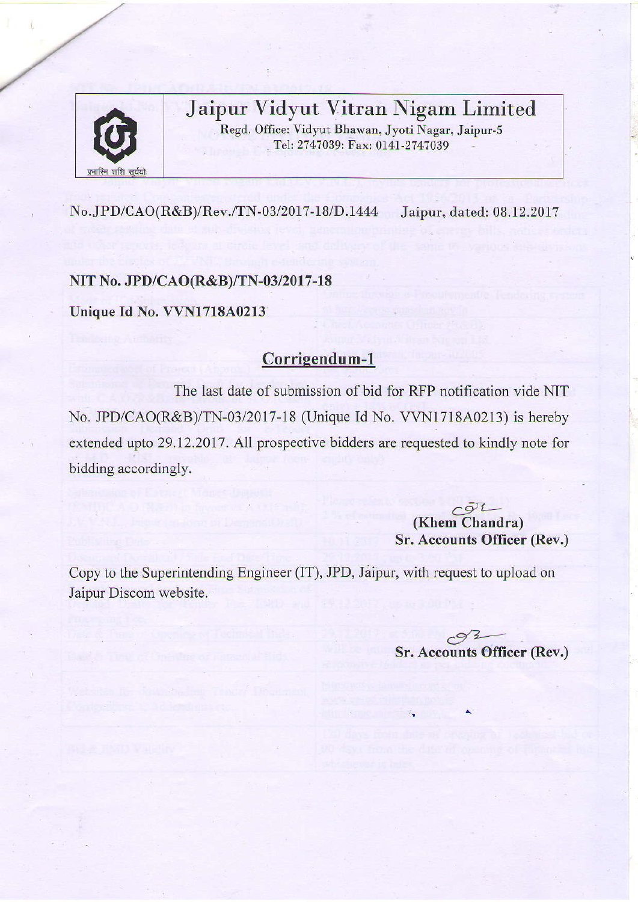# Jaipur Vidyut Vitran Nigam Limited

Regd. Office: Vidyut Bhawan, Jyoti Nagar, Jaipur-5
Tel: 2747039: Fax: 0141-2747039

प्रभास्मि शशि सूर्ययो:

No.JPD/CAO(R&B)/Rev./TN-03/2017-18/D.1444 Jaipur, dated: 08.12.2017

**NIT No. JPD/CAO(R&B)/TN-03/2017-18**

**Unique Id No. VVN1718A0213**

## Corrigendum-1

The last date of submission of bid for RFP notification vide NIT No. JPD/CAO(R&B)/TN-03/2017-18 (Unique Id No. VVN1718A0213) is hereby extended upto 29.12.2017. All prospective bidders are requested to kindly note for bidding accordingly.

**(Khem Chandra)**
**Sr. Accounts Officer (Rev.)**

Copy to the Superintending Engineer (IT), JPD, Jaipur, with request to upload on Jaipur Discom website.

**Sr. Accounts Officer (Rev.)**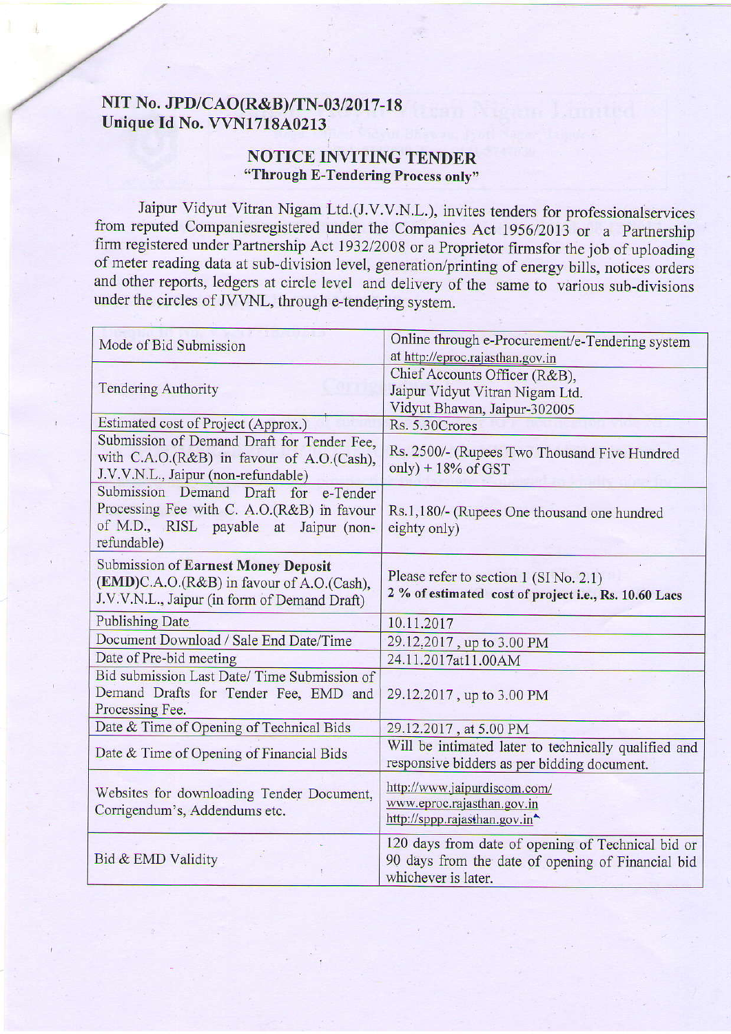**NIT No. JPD/CAO(R&B)/TN-03/2017-18**
**Unique Id No. VVN1718A0213**

## NOTICE INVITING TENDER
**"Through E-Tendering Process only"**

Jaipur Vidyut Vitran Nigam Ltd.(J.V.V.N.L.), invites tenders for professionalservices from reputed Companiesregistered under the Companies Act 1956/2013 or a Partnership firm registered under Partnership Act 1932/2008 or a Proprietor firmsfor the job of uploading of meter reading data at sub-division level, generation/printing of energy bills, notices orders and other reports, ledgers at circle level and delivery of the same to various sub-divisions under the circles of JVVNL, through e-tendering system.

| | |
|---|---|
| Mode of Bid Submission | Online through e-Procurement/e-Tendering system at http://eproc.rajasthan.gov.in |
| Tendering Authority | Chief Accounts Officer (R&B), Jaipur Vidyut Vitran Nigam Ltd. Vidyut Bhawan, Jaipur-302005 |
| Estimated cost of Project (Approx.) | Rs. 5.30Crores |
| Submission of Demand Draft for Tender Fee, with C.A.O.(R&B) in favour of A.O.(Cash), J.V.V.N.L., Jaipur (non-refundable) | Rs. 2500/- (Rupees Two Thousand Five Hundred only) + 18% of GST |
| Submission Demand Draft for e-Tender Processing Fee with C. A.O.(R&B) in favour of M.D., RISL payable at Jaipur (non-refundable) | Rs.1,180/- (Rupees One thousand one hundred eighty only) |
| Submission of **Earnest Money Deposit (EMD)**C.A.O.(R&B) in favour of A.O.(Cash), J.V.V.N.L., Jaipur (in form of Demand Draft) | Please refer to section 1 (Sl No. 2.1) **2 % of estimated cost of project i.e., Rs. 10.60 Lacs** |
| Publishing Date | 10.11.2017 |
| Document Download / Sale End Date/Time | 29.12.2017 , up to 3.00 PM |
| Date of Pre-bid meeting | 24.11.2017at11.00AM |
| Bid submission Last Date/ Time Submission of Demand Drafts for Tender Fee, EMD and Processing Fee. | 29.12.2017 , up to 3.00 PM |
| Date & Time of Opening of Technical Bids | 29.12.2017 , at 5.00 PM |
| Date & Time of Opening of Financial Bids | Will be intimated later to technically qualified and responsive bidders as per bidding document. |
| Websites for downloading Tender Document, Corrigendum's, Addendums etc. | http://www.jaipurdiscom.com/ www.eproc.rajasthan.gov.in http://sppp.rajasthan.gov.in |
| Bid & EMD Validity | 120 days from date of opening of Technical bid or 90 days from the date of opening of Financial bid whichever is later. |